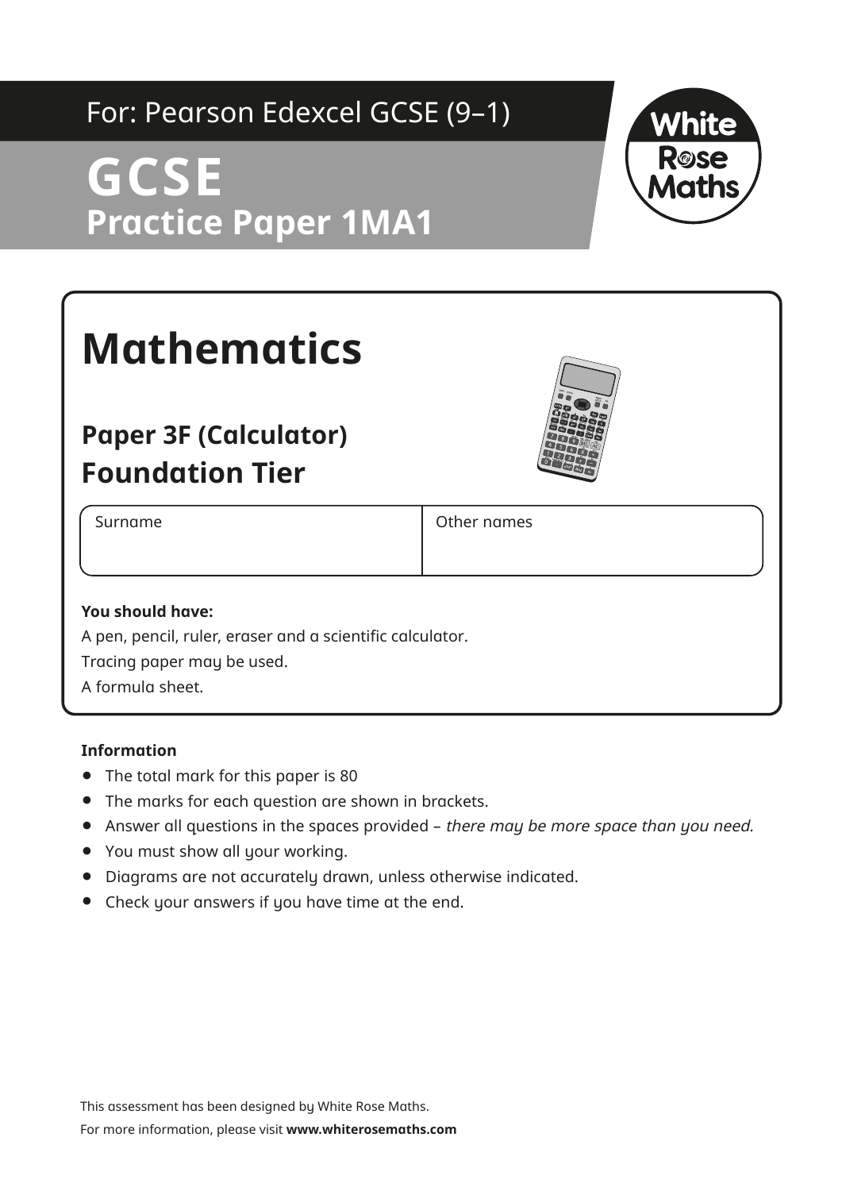For: Pearson Edexcel GCSE (9–1)

# GCSE
## Practice Paper 1MA1

White Rose Maths

# Mathematics

## Paper 3F (Calculator)
## Foundation Tier

| Surname | Other names |
| --- | --- |
| | |

**You should have:**

A pen, pencil, ruler, eraser and a scientific calculator.

Tracing paper may be used.

A formula sheet.

**Information**

- The total mark for this paper is 80
- The marks for each question are shown in brackets.
- Answer all questions in the spaces provided – *there may be more space than you need.*
- You must show all your working.
- Diagrams are not accurately drawn, unless otherwise indicated.
- Check your answers if you have time at the end.

This assessment has been designed by White Rose Maths.

For more information, please visit **www.whiterosemaths.com**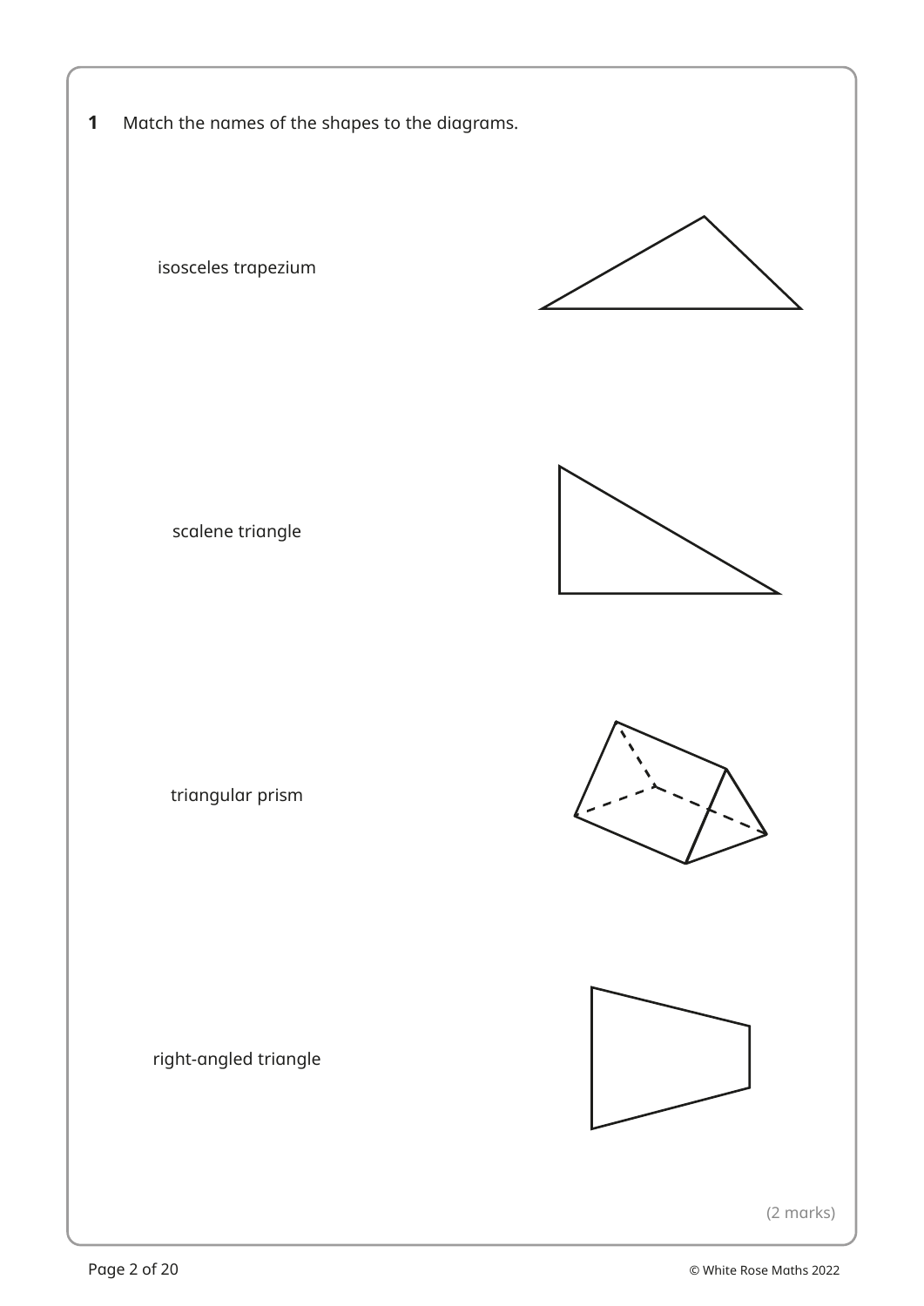**1** Match the names of the shapes to the diagrams.

isosceles trapezium

scalene triangle

triangular prism

right-angled triangle

(2 marks)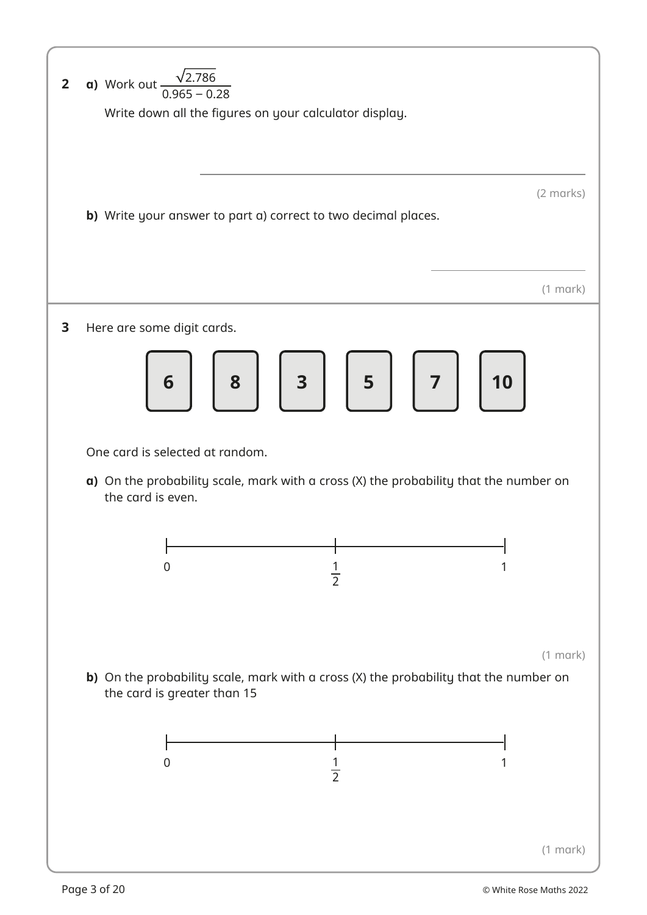**2** **a)** Work out $\dfrac{\sqrt{2.786}}{0.965 - 0.28}$

Write down all the figures on your calculator display.

\_\_\_\_\_\_\_\_\_\_\_\_\_\_\_\_\_\_\_\_\_\_\_\_\_\_\_\_\_\_\_\_\_\_\_\_\_\_\_\_

(2 marks)

**b)** Write your answer to part a) correct to two decimal places.

\_\_\_\_\_\_\_\_\_\_\_\_\_\_\_\_

(1 mark)

**3** Here are some digit cards.

**6** **8** **3** **5** **7** **10**

One card is selected at random.

**a)** On the probability scale, mark with a cross (X) the probability that the number on the card is even.

0 —————— $\frac{1}{2}$ —————— 1

(1 mark)

**b)** On the probability scale, mark with a cross (X) the probability that the number on the card is greater than 15

0 —————— $\frac{1}{2}$ —————— 1

(1 mark)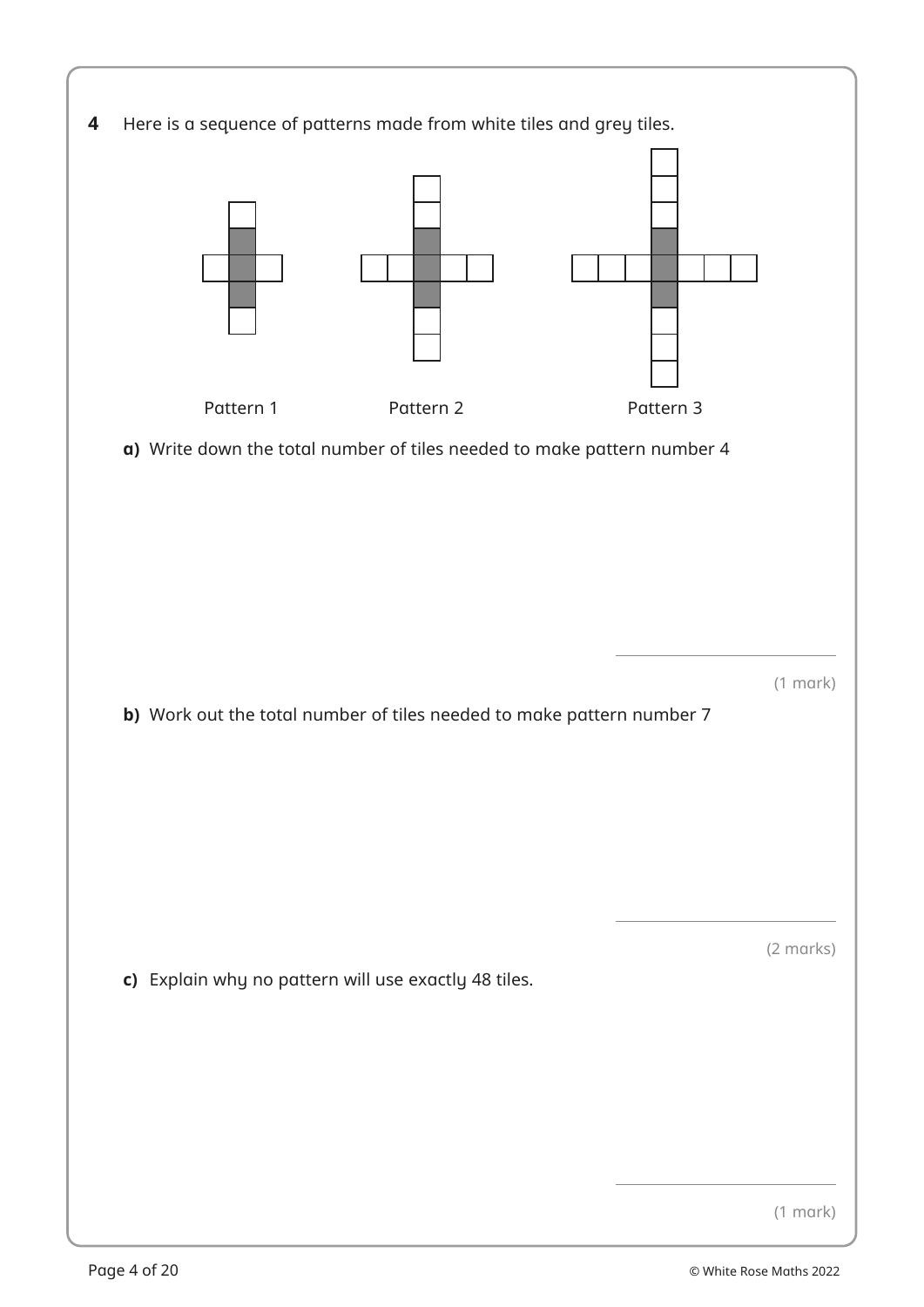**4** Here is a sequence of patterns made from white tiles and grey tiles.

Pattern 1 Pattern 2 Pattern 3

**a)** Write down the total number of tiles needed to make pattern number 4

(1 mark)

**b)** Work out the total number of tiles needed to make pattern number 7

(2 marks)

**c)** Explain why no pattern will use exactly 48 tiles.

(1 mark)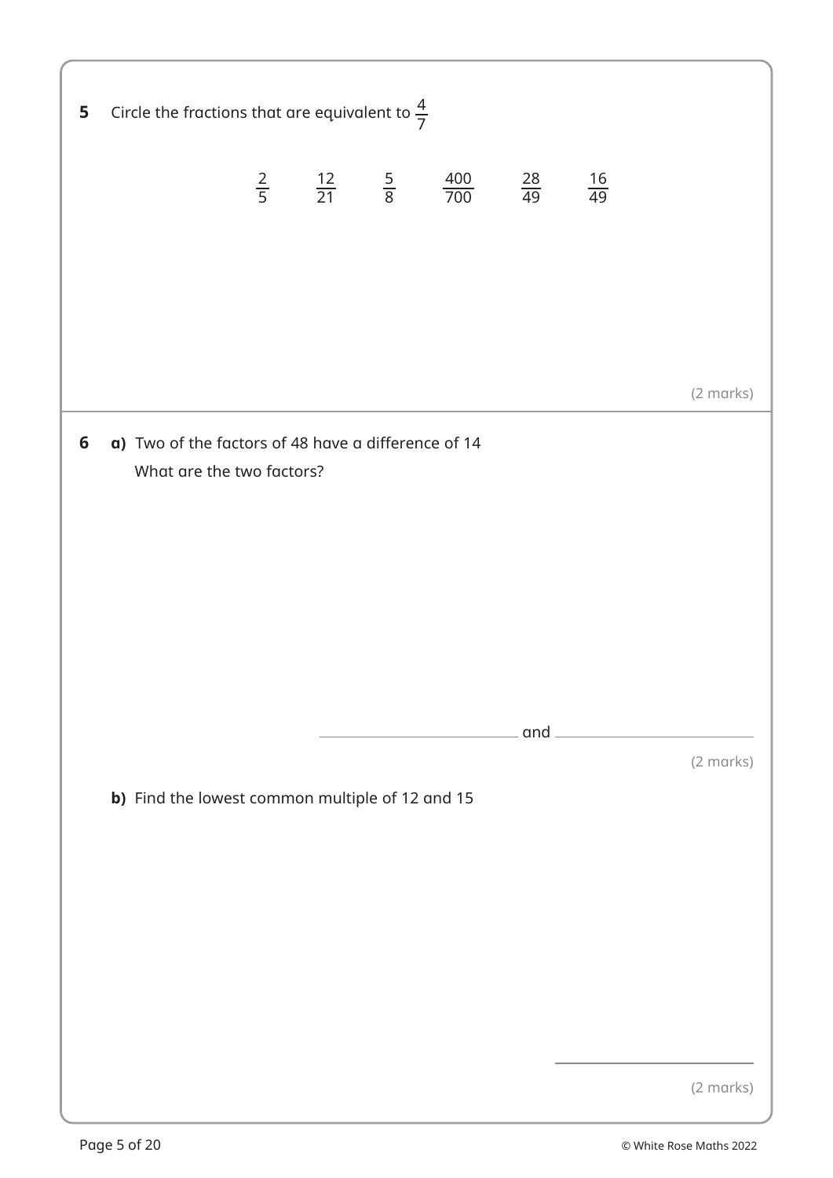**5** Circle the fractions that are equivalent to $\frac{4}{7}$

$$\frac{2}{5} \qquad \frac{12}{21} \qquad \frac{5}{8} \qquad \frac{400}{700} \qquad \frac{28}{49} \qquad \frac{16}{49}$$

(2 marks)

---

**6** **a)** Two of the factors of 48 have a difference of 14

What are the two factors?

\_\_\_\_\_\_\_\_\_\_\_\_\_\_\_\_ and \_\_\_\_\_\_\_\_\_\_\_\_\_\_\_\_

(2 marks)

**b)** Find the lowest common multiple of 12 and 15

\_\_\_\_\_\_\_\_\_\_\_\_\_\_\_\_

(2 marks)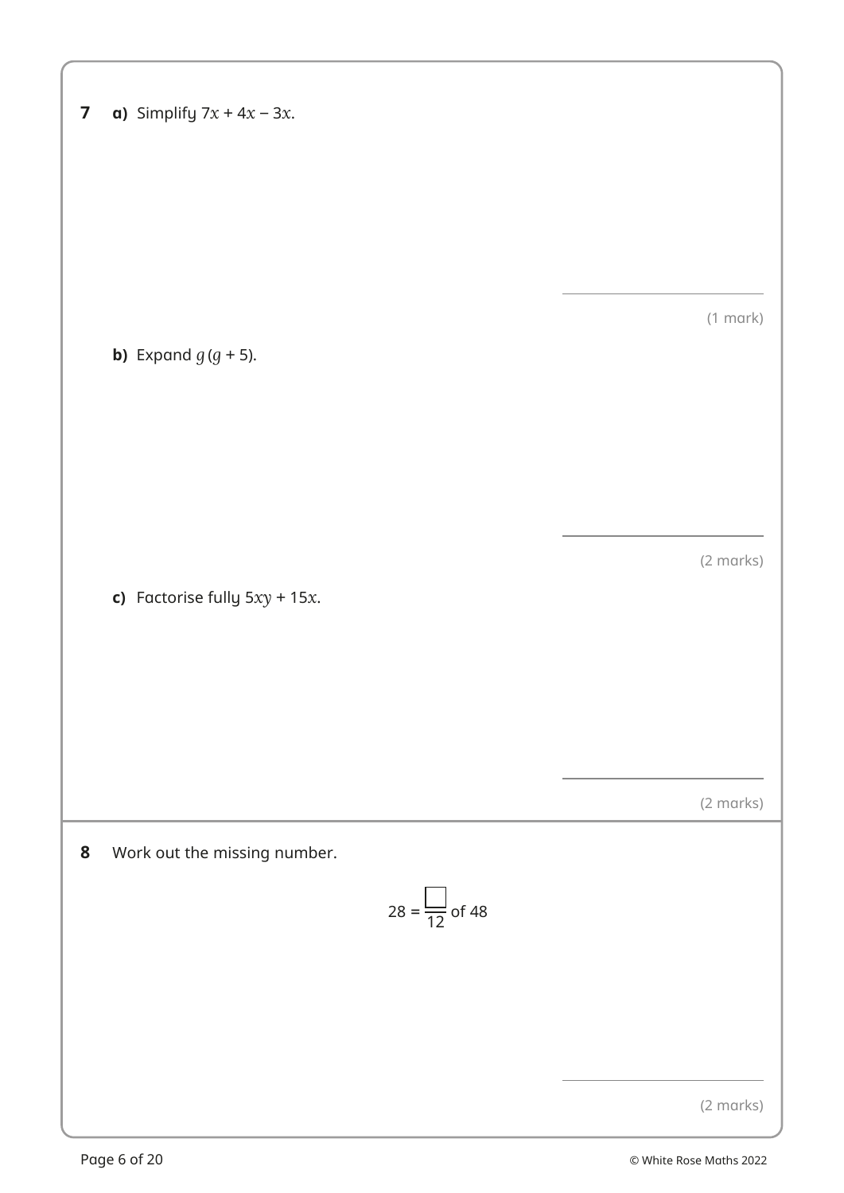**7** **a)** Simplify $7x + 4x - 3x$.

(1 mark)

**b)** Expand $g(g + 5)$.

(2 marks)

**c)** Factorise fully $5xy + 15x$.

(2 marks)

**8** Work out the missing number.

$$28 = \frac{\square}{12} \text{ of } 48$$

(2 marks)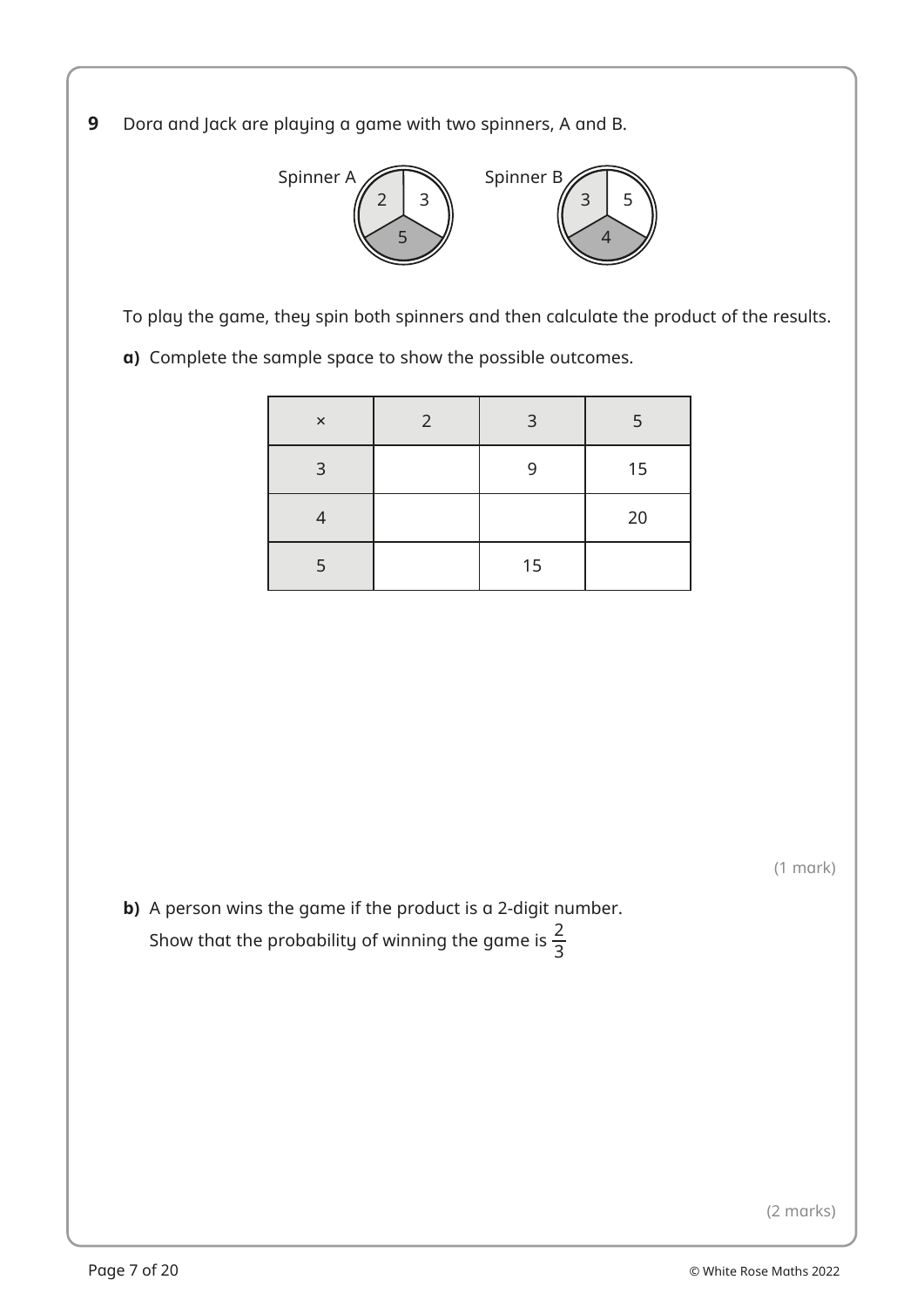**9** Dora and Jack are playing a game with two spinners, A and B.

Spinner A: 2, 3, 5 Spinner B: 3, 5, 4

To play the game, they spin both spinners and then calculate the product of the results.

**a)** Complete the sample space to show the possible outcomes.

| × | 2 | 3 | 5 |
|---|---|---|---|
| 3 | | 9 | 15 |
| 4 | | | 20 |
| 5 | | 15 | |

(1 mark)

**b)** A person wins the game if the product is a 2-digit number.

Show that the probability of winning the game is $\frac{2}{3}$

(2 marks)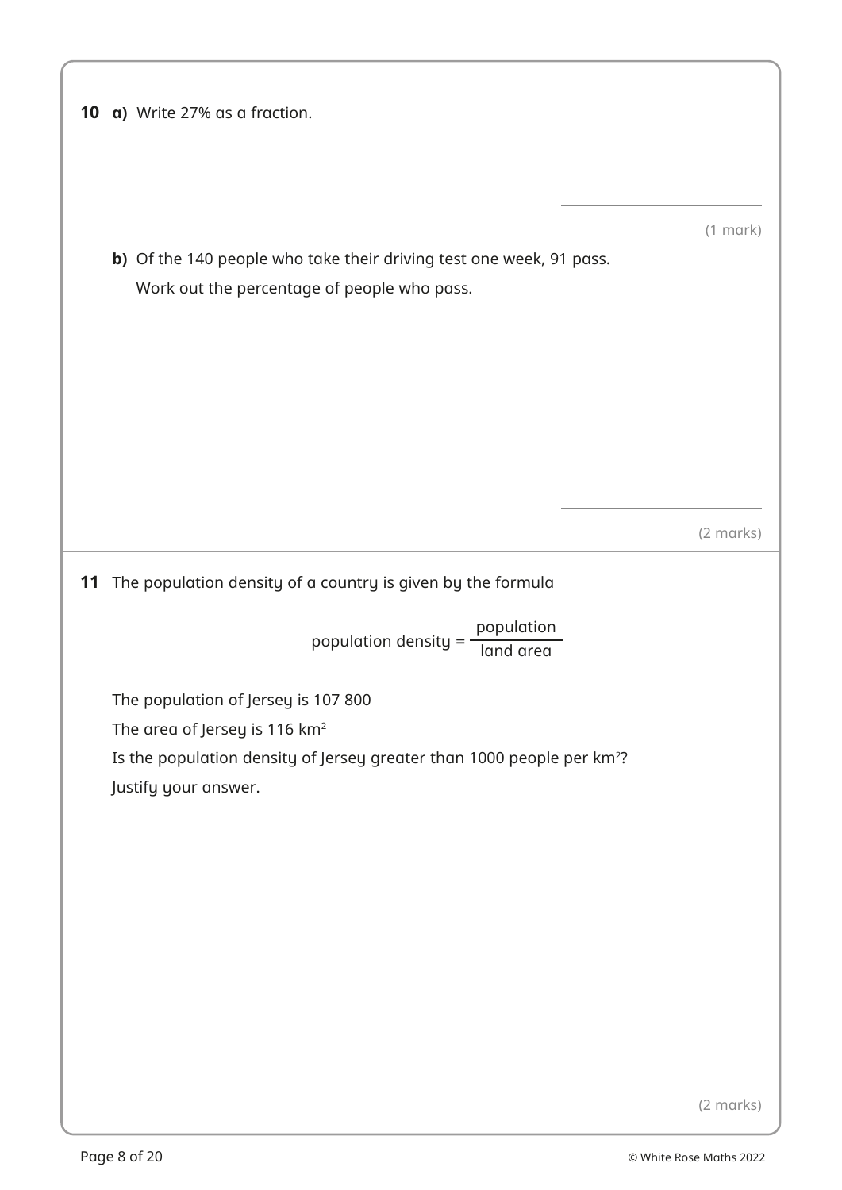**10** **a)** Write 27% as a fraction.

(1 mark)

**b)** Of the 140 people who take their driving test one week, 91 pass.

Work out the percentage of people who pass.

(2 marks)

**11** The population density of a country is given by the formula

$$\text{population density} = \frac{\text{population}}{\text{land area}}$$

The population of Jersey is 107 800

The area of Jersey is 116 $km^2$

Is the population density of Jersey greater than 1000 people per $km^2$?

Justify your answer.

(2 marks)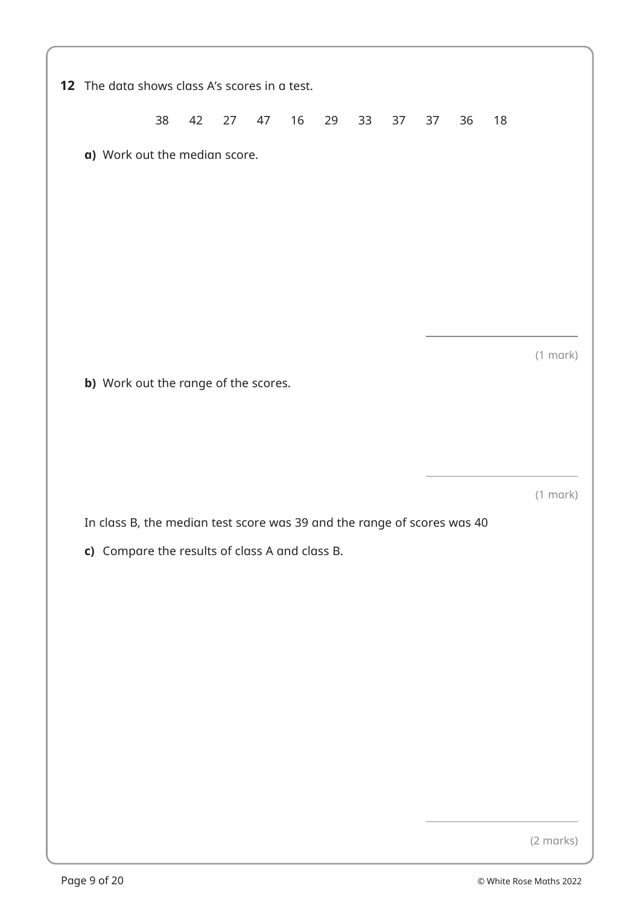**12** The data shows class A's scores in a test.

38 42 27 47 16 29 33 37 37 36 18

**a)** Work out the median score.

(1 mark)

**b)** Work out the range of the scores.

(1 mark)

In class B, the median test score was 39 and the range of scores was 40

**c)** Compare the results of class A and class B.

(2 marks)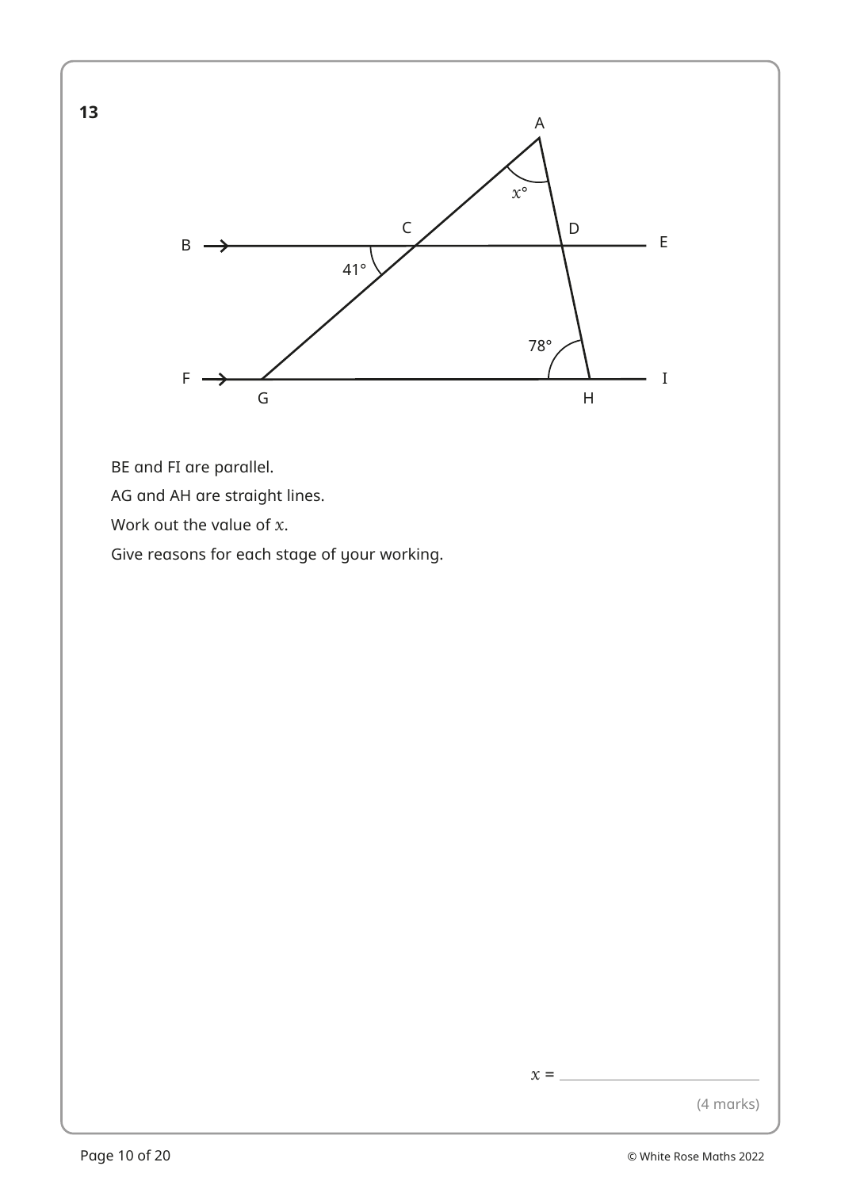**13**

BE and FI are parallel.

AG and AH are straight lines.

Work out the value of $x$.

Give reasons for each stage of your working.

$x$ = ____________________

(4 marks)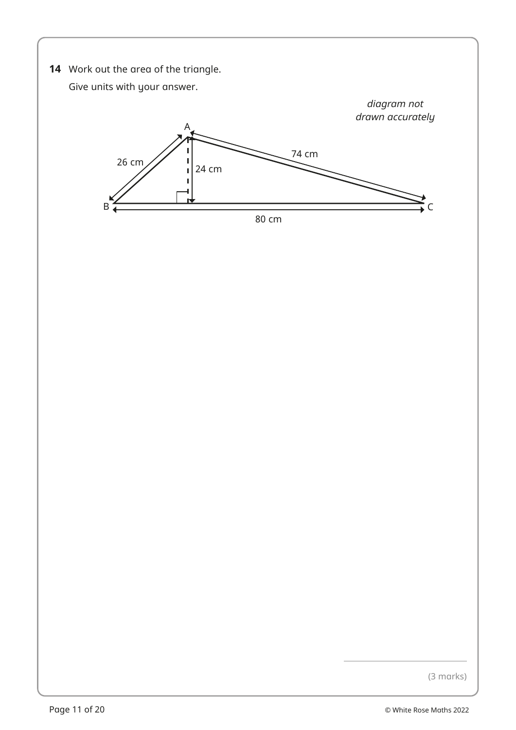**14** Work out the area of the triangle.

Give units with your answer.

*diagram not drawn accurately*

A

26 cm

74 cm

24 cm

B

C

80 cm

(3 marks)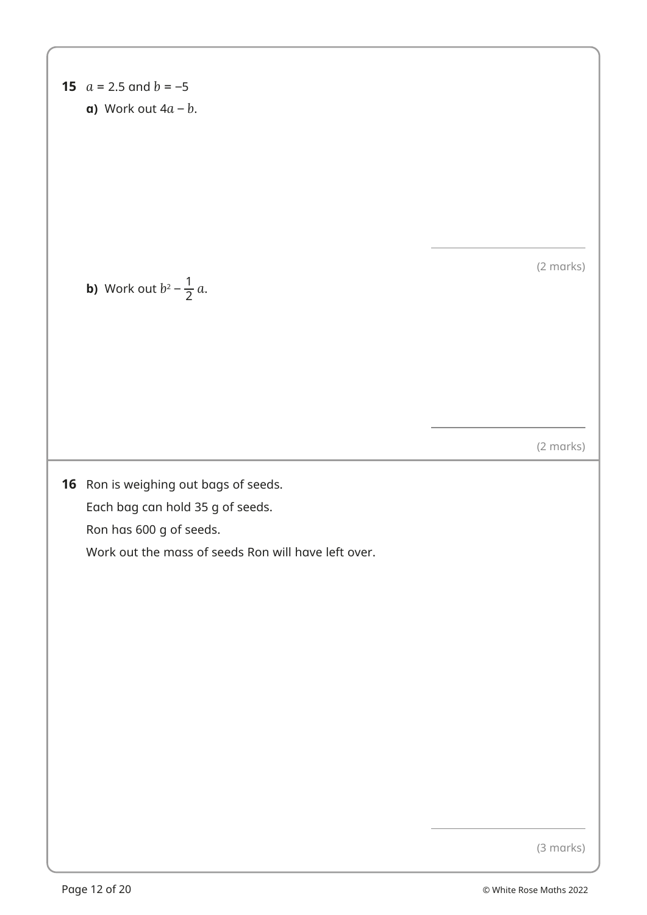**15** $a = 2.5$ and $b = -5$

**a)** Work out $4a - b$.

(2 marks)

**b)** Work out $b^2 - \frac{1}{2}a$.

(2 marks)

**16** Ron is weighing out bags of seeds.

Each bag can hold 35 g of seeds.

Ron has 600 g of seeds.

Work out the mass of seeds Ron will have left over.

(3 marks)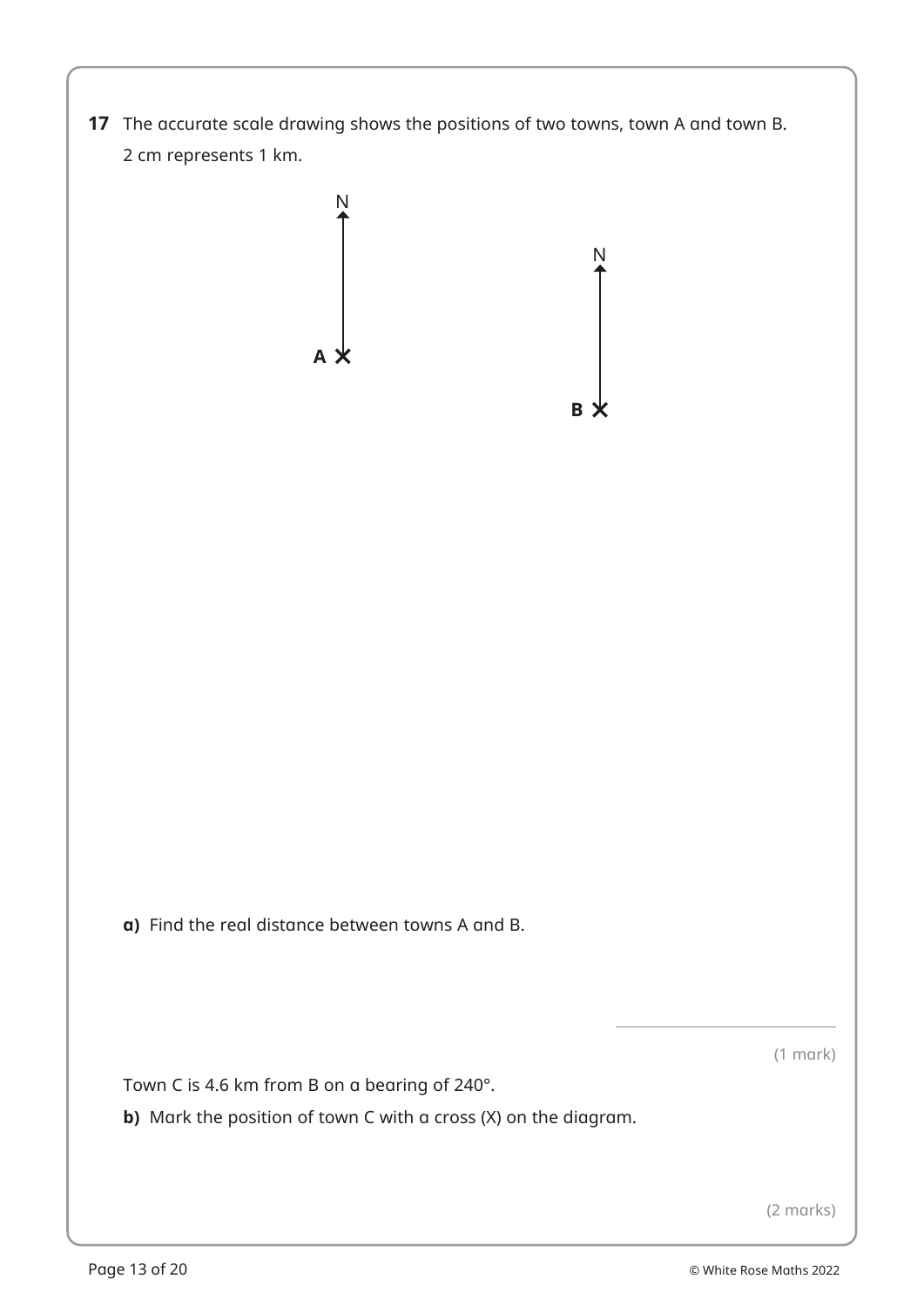**17** The accurate scale drawing shows the positions of two towns, town A and town B.

2 cm represents 1 km.

**a)** Find the real distance between towns A and B.

(1 mark)

Town C is 4.6 km from B on a bearing of 240°.

**b)** Mark the position of town C with a cross (X) on the diagram.

(2 marks)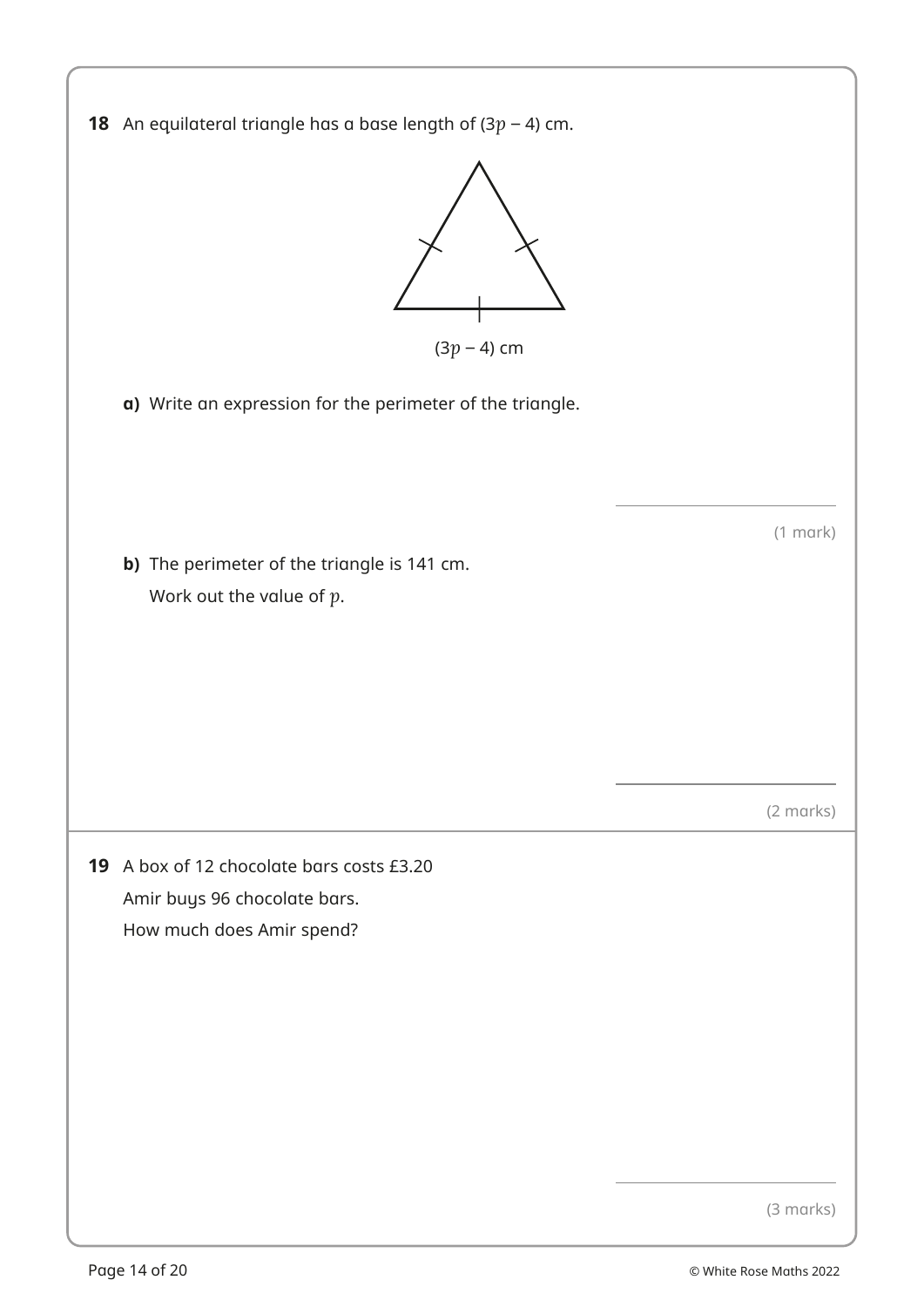**18** An equilateral triangle has a base length of $(3p - 4)$ cm.

$(3p - 4)$ cm

**a)** Write an expression for the perimeter of the triangle.

(1 mark)

**b)** The perimeter of the triangle is 141 cm.

Work out the value of $p$.

(2 marks)

**19** A box of 12 chocolate bars costs £3.20

Amir buys 96 chocolate bars.

How much does Amir spend?

(3 marks)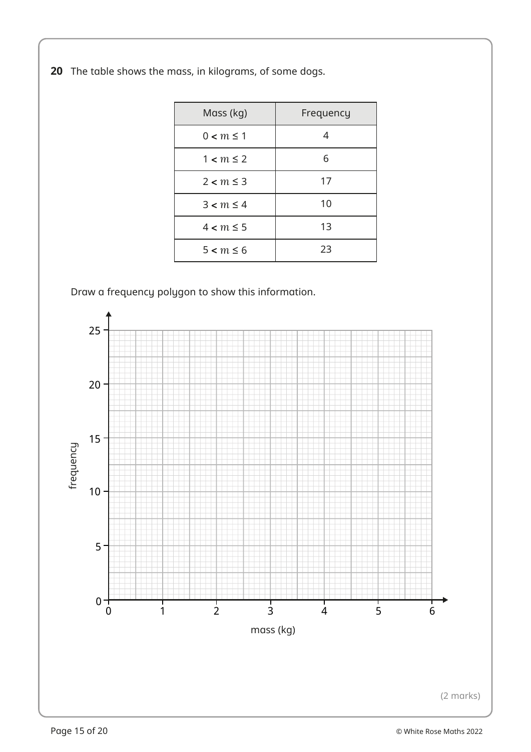**20** The table shows the mass, in kilograms, of some dogs.

| Mass (kg) | Frequency |
| --- | --- |
| $0 < m \leq 1$ | 4 |
| $1 < m \leq 2$ | 6 |
| $2 < m \leq 3$ | 17 |
| $3 < m \leq 4$ | 10 |
| $4 < m \leq 5$ | 13 |
| $5 < m \leq 6$ | 23 |

Draw a frequency polygon to show this information.

(2 marks)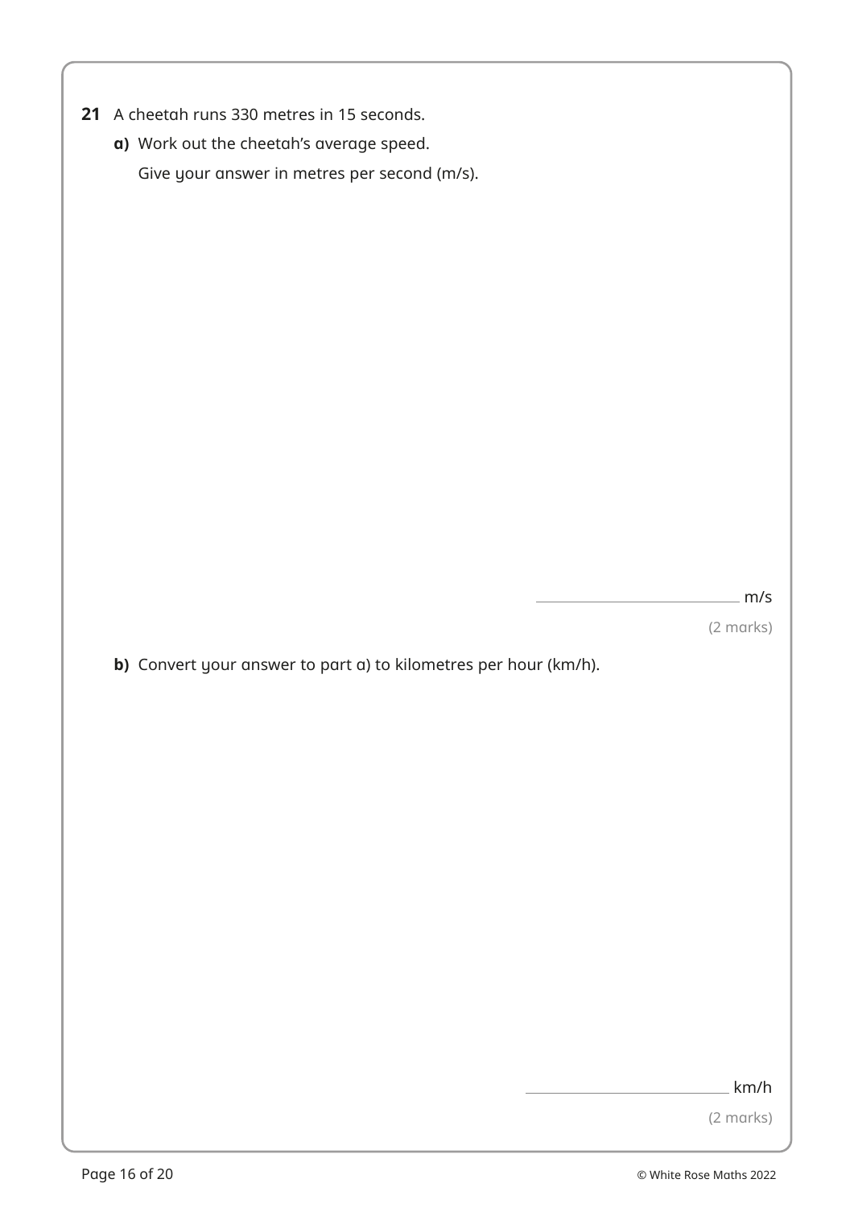**21** A cheetah runs 330 metres in 15 seconds.

**a)** Work out the cheetah's average speed.

Give your answer in metres per second (m/s).

_______________ m/s

(2 marks)

**b)** Convert your answer to part a) to kilometres per hour (km/h).

_______________ km/h

(2 marks)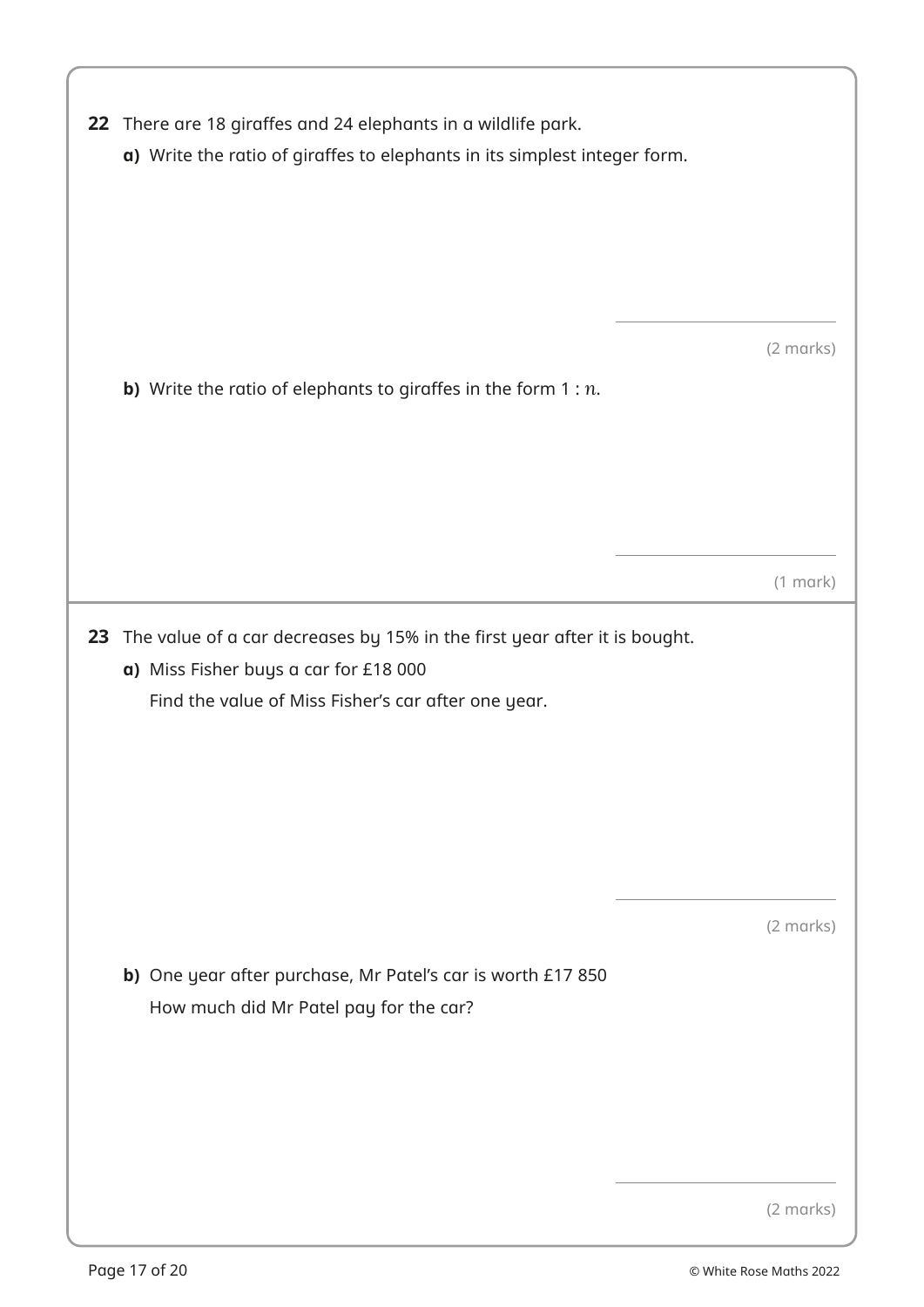**22** There are 18 giraffes and 24 elephants in a wildlife park.

**a)** Write the ratio of giraffes to elephants in its simplest integer form.

(2 marks)

**b)** Write the ratio of elephants to giraffes in the form 1 : $n$.

(1 mark)

**23** The value of a car decreases by 15% in the first year after it is bought.

**a)** Miss Fisher buys a car for £18 000

Find the value of Miss Fisher's car after one year.

(2 marks)

**b)** One year after purchase, Mr Patel's car is worth £17 850

How much did Mr Patel pay for the car?

(2 marks)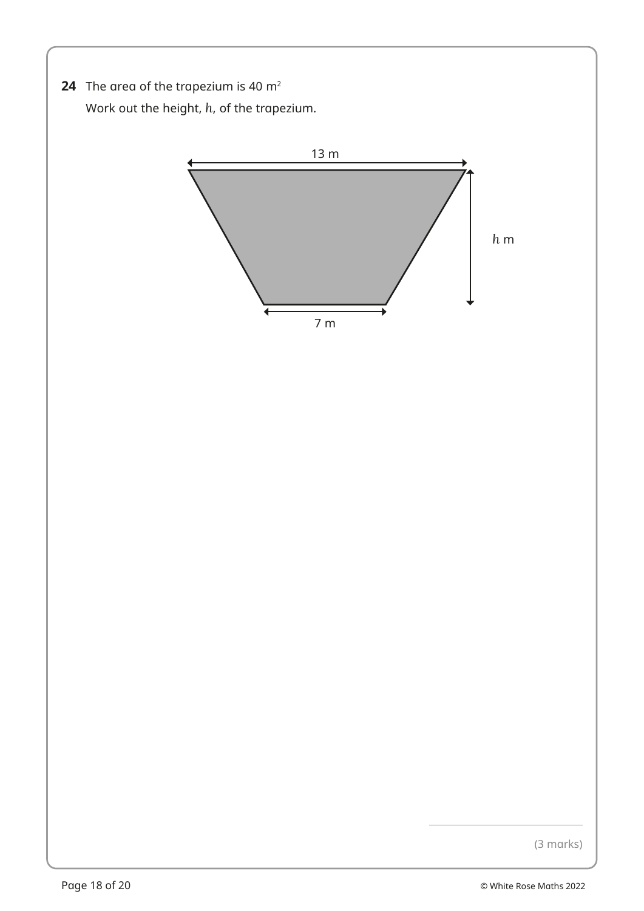**24** The area of the trapezium is 40 $m^2$

Work out the height, $h$, of the trapezium.

13 m

$h$ m

7 m

(3 marks)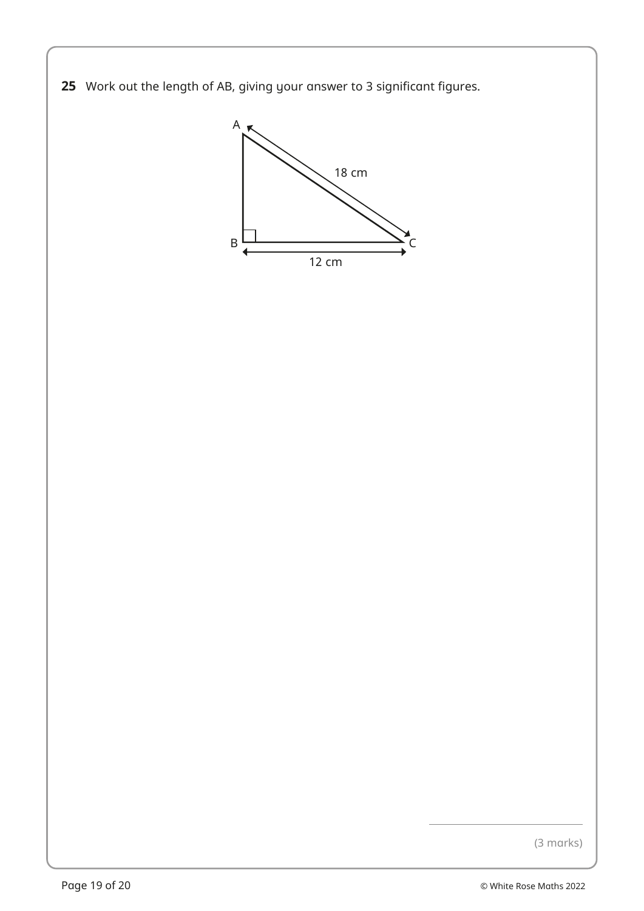**25** Work out the length of AB, giving your answer to 3 significant figures.

A
18 cm
B
C
12 cm

(3 marks)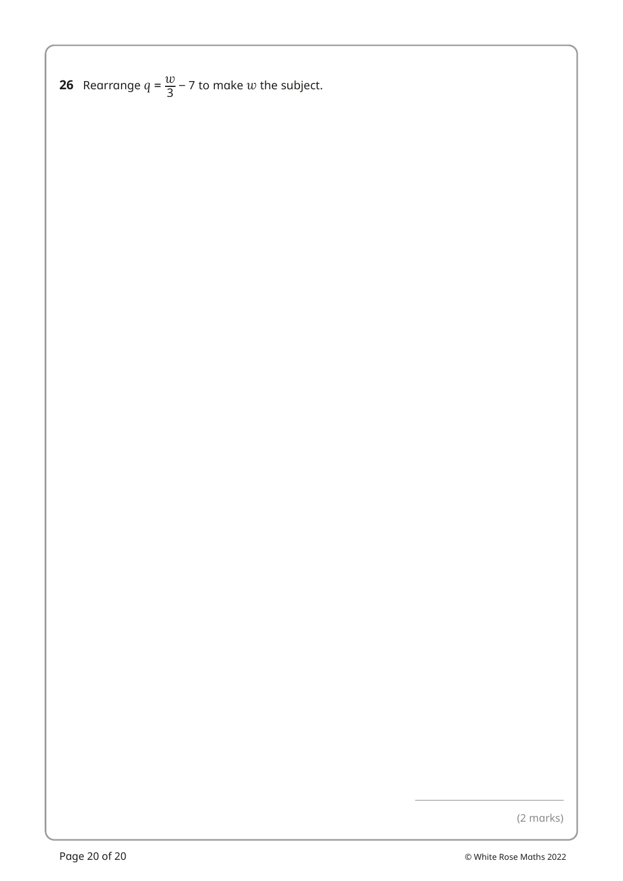**26** Rearrange $q = \dfrac{w}{3} - 7$ to make $w$ the subject.

(2 marks)